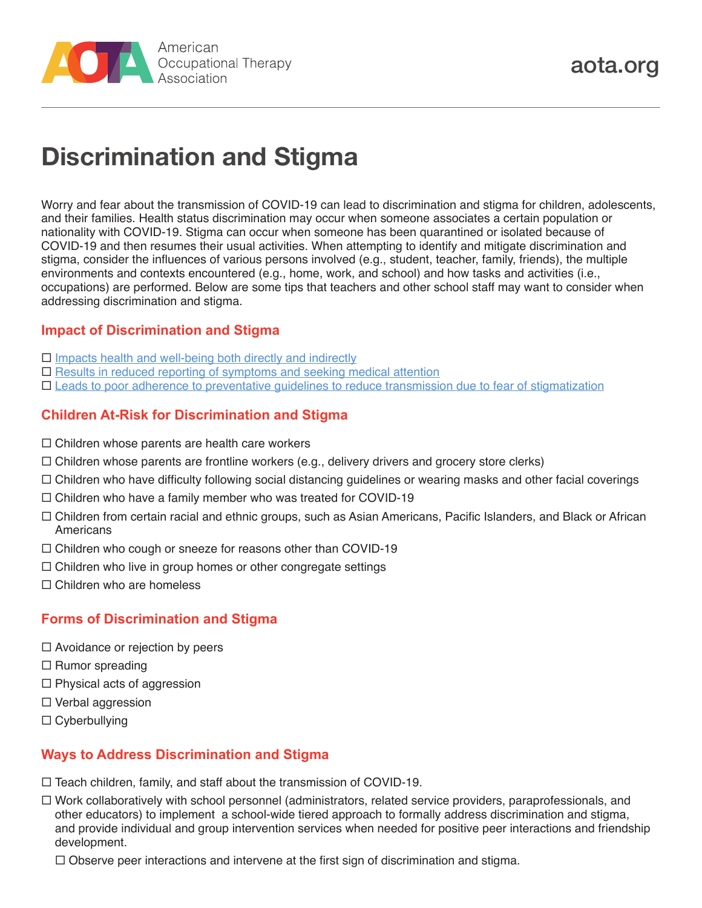American Occupational Therapy Association

aota.org

# Discrimination and Stigma

Worry and fear about the transmission of COVID-19 can lead to discrimination and stigma for children, adolescents, and their families. Health status discrimination may occur when someone associates a certain population or nationality with COVID-19. Stigma can occur when someone has been quarantined or isolated because of COVID-19 and then resumes their usual activities. When attempting to identify and mitigate discrimination and stigma, consider the influences of various persons involved (e.g., student, teacher, family, friends), the multiple environments and contexts encountered (e.g., home, work, and school) and how tasks and activities (i.e., occupations) are performed. Below are some tips that teachers and other school staff may want to consider when addressing discrimination and stigma.

## Impact of Discrimination and Stigma

- ☐ Impacts health and well-being both directly and indirectly
- ☐ Results in reduced reporting of symptoms and seeking medical attention
- ☐ Leads to poor adherence to preventative guidelines to reduce transmission due to fear of stigmatization

## Children At-Risk for Discrimination and Stigma

- ☐ Children whose parents are health care workers
- ☐ Children whose parents are frontline workers (e.g., delivery drivers and grocery store clerks)
- ☐ Children who have difficulty following social distancing guidelines or wearing masks and other facial coverings
- ☐ Children who have a family member who was treated for COVID-19
- ☐ Children from certain racial and ethnic groups, such as Asian Americans, Pacific Islanders, and Black or African Americans
- ☐ Children who cough or sneeze for reasons other than COVID-19
- ☐ Children who live in group homes or other congregate settings
- ☐ Children who are homeless

## Forms of Discrimination and Stigma

- ☐ Avoidance or rejection by peers
- ☐ Rumor spreading
- ☐ Physical acts of aggression
- ☐ Verbal aggression
- ☐ Cyberbullying

## Ways to Address Discrimination and Stigma

- ☐ Teach children, family, and staff about the transmission of COVID-19.
- ☐ Work collaboratively with school personnel (administrators, related service providers, paraprofessionals, and other educators) to implement a school-wide tiered approach to formally address discrimination and stigma, and provide individual and group intervention services when needed for positive peer interactions and friendship development.
  - ☐ Observe peer interactions and intervene at the first sign of discrimination and stigma.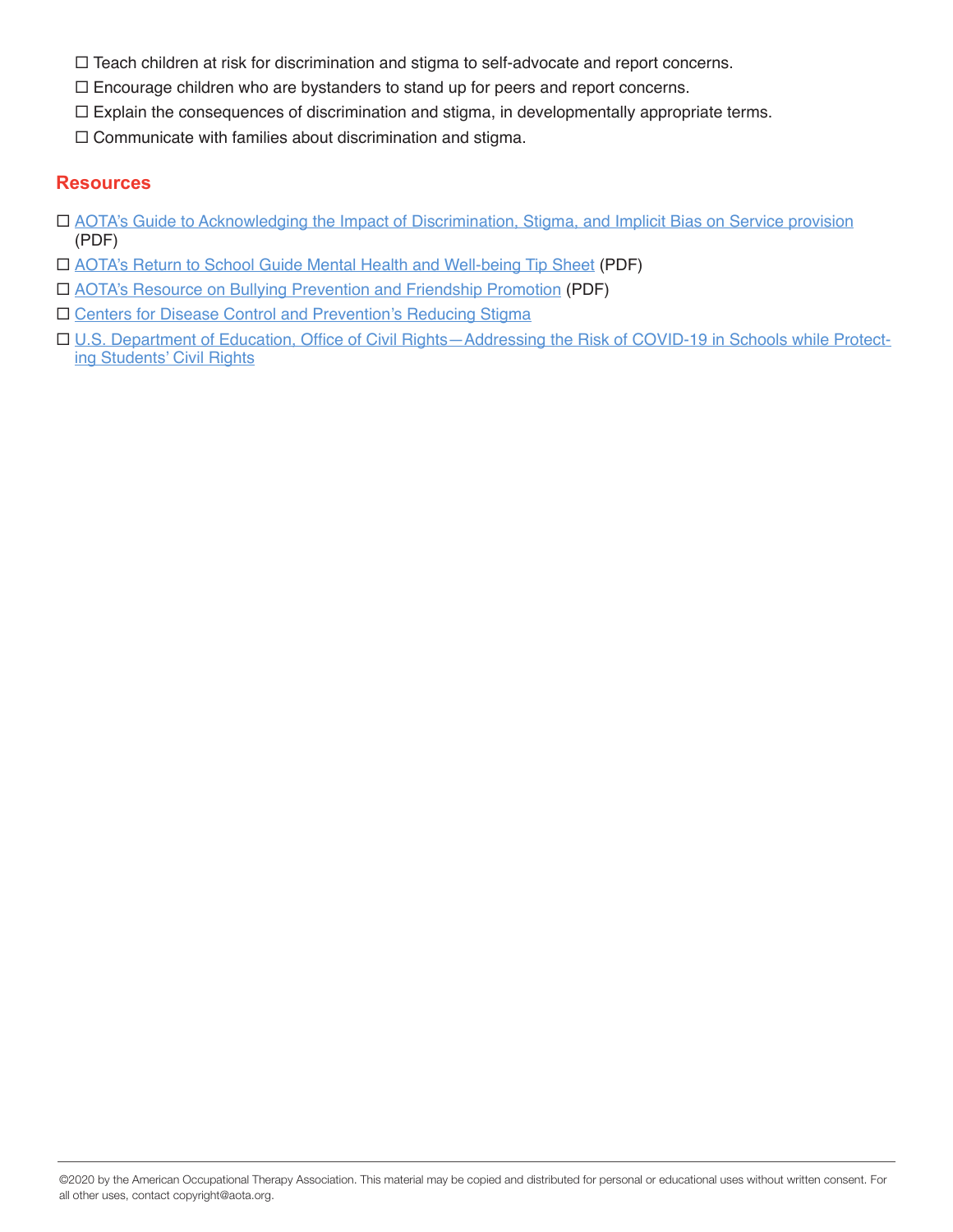- ☐ Teach children at risk for discrimination and stigma to self-advocate and report concerns.
- ☐ Encourage children who are bystanders to stand up for peers and report concerns.
- ☐ Explain the consequences of discrimination and stigma, in developmentally appropriate terms.
- ☐ Communicate with families about discrimination and stigma.

## Resources

- ☐ AOTA's Guide to Acknowledging the Impact of Discrimination, Stigma, and Implicit Bias on Service provision (PDF)
- ☐ AOTA's Return to School Guide Mental Health and Well-being Tip Sheet (PDF)
- ☐ AOTA's Resource on Bullying Prevention and Friendship Promotion (PDF)
- ☐ Centers for Disease Control and Prevention's Reducing Stigma
- ☐ U.S. Department of Education, Office of Civil Rights—Addressing the Risk of COVID-19 in Schools while Protecting Students' Civil Rights

©2020 by the American Occupational Therapy Association. This material may be copied and distributed for personal or educational uses without written consent. For all other uses, contact copyright@aota.org.